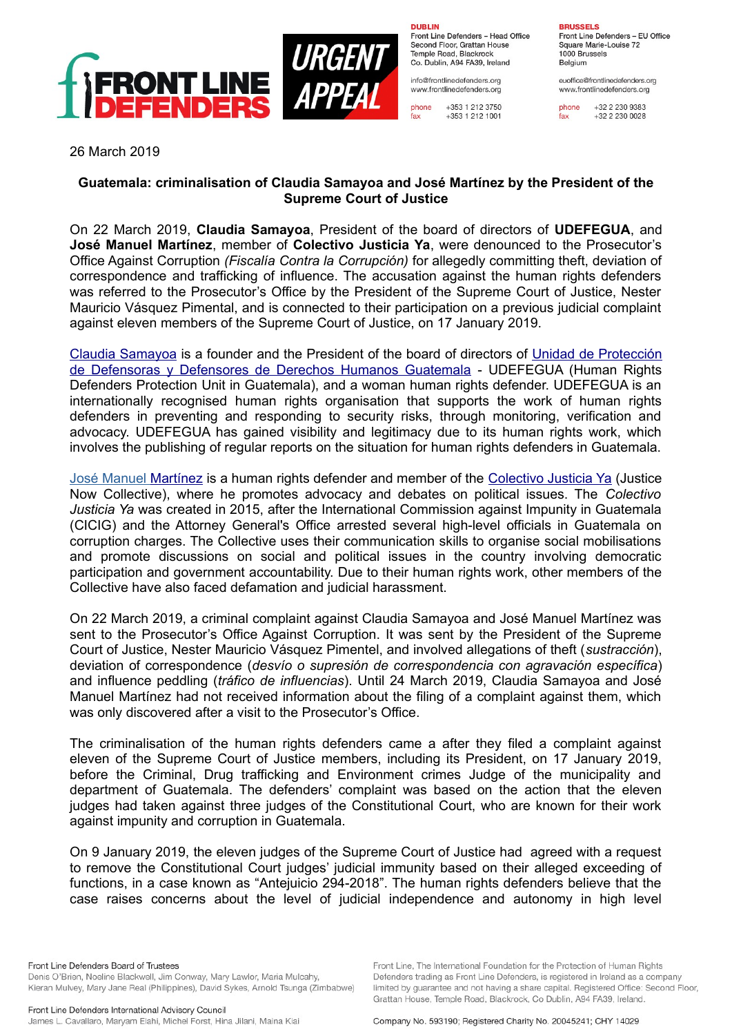26 March 2019

**Guatemala: criminalisation of Claudia Samayoa and José Martínez by the President of the Supreme Court of Justice**

On 22 March 2019, **Claudia Samayoa**, President of the board of directors of **UDEFEGUA**, and **José Manuel Martínez**, member of **Colectivo Justicia Ya**, were denounced to the Prosecutor's Office Against Corruption *(Fiscalía Contra la Corrupción)* for allegedly committing theft, deviation of correspondence and trafficking of influence. The accusation against the human rights defenders was referred to the Prosecutor's Office by the President of the Supreme Court of Justice, Nester Mauricio Vásquez Pimental, and is connected to their participation on a previous judicial complaint against eleven members of the Supreme Court of Justice, on 17 January 2019.

Claudia Samayoa is a founder and the President of the board of directors of Unidad de Protección de Defensoras y Defensores de Derechos Humanos Guatemala - UDEFEGUA (Human Rights Defenders Protection Unit in Guatemala), and a woman human rights defender. UDEFEGUA is an internationally recognised human rights organisation that supports the work of human rights defenders in preventing and responding to security risks, through monitoring, verification and advocacy. UDEFEGUA has gained visibility and legitimacy due to its human rights work, which involves the publishing of regular reports on the situation for human rights defenders in Guatemala.

José Manuel Martínez is a human rights defender and member of the Colectivo Justicia Ya (Justice Now Collective), where he promotes advocacy and debates on political issues. The *Colectivo Justicia Ya* was created in 2015, after the International Commission against Impunity in Guatemala (CICIG) and the Attorney General's Office arrested several high-level officials in Guatemala on corruption charges. The Collective uses their communication skills to organise social mobilisations and promote discussions on social and political issues in the country involving democratic participation and government accountability. Due to their human rights work, other members of the Collective have also faced defamation and judicial harassment.

On 22 March 2019, a criminal complaint against Claudia Samayoa and José Manuel Martínez was sent to the Prosecutor's Office Against Corruption. It was sent by the President of the Supreme Court of Justice, Nester Mauricio Vásquez Pimentel, and involved allegations of theft (*sustracción*), deviation of correspondence (*desvío o supresión de correspondencia con agravación específica*) and influence peddling (*tráfico de influencias*). Until 24 March 2019, Claudia Samayoa and José Manuel Martínez had not received information about the filing of a complaint against them, which was only discovered after a visit to the Prosecutor's Office.

The criminalisation of the human rights defenders came a after they filed a complaint against eleven of the Supreme Court of Justice members, including its President, on 17 January 2019, before the Criminal, Drug trafficking and Environment crimes Judge of the municipality and department of Guatemala. The defenders' complaint was based on the action that the eleven judges had taken against three judges of the Constitutional Court, who are known for their work against impunity and corruption in Guatemala.

On 9 January 2019, the eleven judges of the Supreme Court of Justice had agreed with a request to remove the Constitutional Court judges' judicial immunity based on their alleged exceeding of functions, in a case known as "Antejuicio 294-2018". The human rights defenders believe that the case raises concerns about the level of judicial independence and autonomy in high level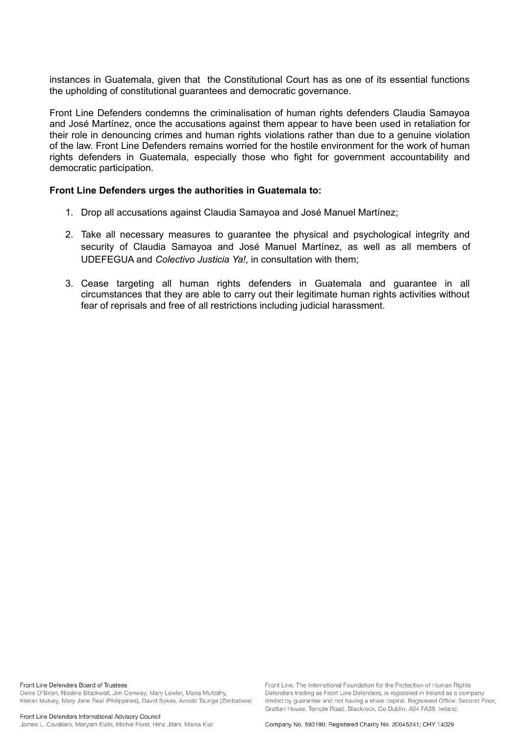instances in Guatemala, given that  the Constitutional Court has as one of its essential functions the upholding of constitutional guarantees and democratic governance.

Front Line Defenders condemns the criminalisation of human rights defenders Claudia Samayoa and José Martínez, once the accusations against them appear to have been used in retaliation for their role in denouncing crimes and human rights violations rather than due to a genuine violation of the law. Front Line Defenders remains worried for the hostile environment for the work of human rights defenders in Guatemala, especially those who fight for government accountability and democratic participation.

**Front Line Defenders urges the authorities in Guatemala to:**

1. Drop all accusations against Claudia Samayoa and José Manuel Martínez;

2. Take all necessary measures to guarantee the physical and psychological integrity and security of Claudia Samayoa and José Manuel Martínez, as well as all members of UDEFEGUA and *Colectivo Justicia Ya!*, in consultation with them;

3. Cease targeting all human rights defenders in Guatemala and guarantee in all circumstances that they are able to carry out their legitimate human rights activities without fear of reprisals and free of all restrictions including judicial harassment.

Front Line Defenders Board of Trustees
Denis O'Brien, Noeline Blackwell, Jim Conway, Mary Lawlor, Maria Mulcahy, Kieran Mulvey, Mary Jane Real (Philippines), David Sykes, Arnold Tsunga (Zimbabwe)

Front Line Defenders International Advisory Council
James L. Cavallaro, Maryam Elahi, Michel Forst, Hina Jilani, Maina Kiai

Front Line, The International Foundation for the Protection of Human Rights Defenders trading as Front Line Defenders, is registered in Ireland as a company limited by guarantee and not having a share capital. Registered Office: Second Floor, Grattan House, Temple Road, Blackrock, Co Dublin, A94 FA39, Ireland.

Company No. 593190; Registered Charity No. 20045241; CHY 14029